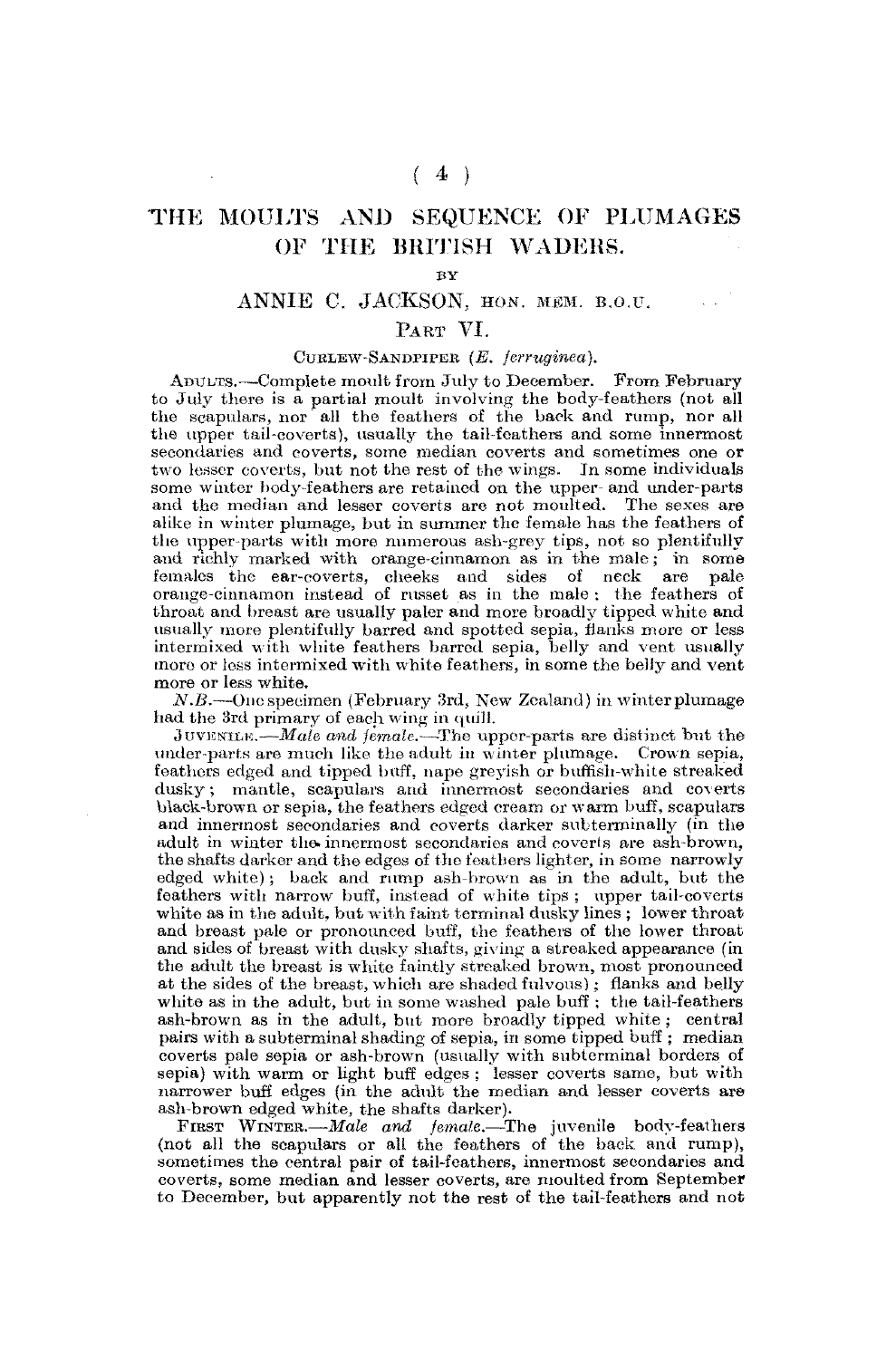# THE MOULTS AND SEQUENCE OF PLUMAGES OF THE BRITISH WADERS.

BY

## ANNIE C. JACKSON, HON. MEM. B.O.U.

### PART VI.

CURLEW-SANDPIPER (*E. ferruginea*).

ADULTS.—Complete moult from July to December. From February to July there is a partial moult involving the body-feathers (not all the scapulars, nor all the feathers of the back and rump, nor all the upper tail-coverts), usually the tail-feathers and some innermost secondaries and coverts, some median coverts and sometimes one or two lesser coverts, but not the rest of the wings. In some individuals some winter body-feathers are retained on the upper- and under-parts and the median and lesser coverts are not moulted. The sexes are alike in winter plumage, but in summer the female has the feathers of the upper-parts with more numerous ash-grey tips, not so plentifully and richly marked with orange-cinnamon as in the male; in some females the ear-coverts, cheeks and sides of neck are pale orange-cinnamon instead of russet as in the male; the feathers of throat and breast are usually paler and more broadly tipped white and usually more plentifully barred and spotted sepia, flanks more or less intermixed with white feathers barred sepia, belly and vent usually more or less intermixed with white feathers, in some the belly and vent more or less white.

*N.B.*—One specimen (February 3rd, New Zealand) in winter plumage had the 3rd primary of each wing in quill.

JUVENILE.—*Male and female.*—The upper-parts are distinct but the under-parts are much like the adult in winter plumage. Crown sepia, feathers edged and tipped buff, nape greyish or buffish-white streaked dusky; mantle, scapulars and innermost secondaries and coverts black-brown or sepia, the feathers edged cream or warm buff, scapulars and innermost secondaries and coverts darker subterminally (in the adult in winter the innermost secondaries and coverts are ash-brown, the shafts darker and the edges of the feathers lighter, in some narrowly edged white); back and rump ash-brown as in the adult, but the feathers with narrow buff, instead of white tips; upper tail-coverts white as in the adult, but with faint terminal dusky lines; lower throat and breast pale or pronounced buff, the feathers of the lower throat and sides of breast with dusky shafts, giving a streaked appearance (in the adult the breast is white faintly streaked brown, most pronounced at the sides of the breast, which are shaded fulvous); flanks and belly white as in the adult, but in some washed pale buff; the tail-feathers ash-brown as in the adult, but more broadly tipped white; central pairs with a subterminal shading of sepia, in some tipped buff; median coverts pale sepia or ash-brown (usually with subterminal borders of sepia) with warm or light buff edges; lesser coverts same, but with narrower buff edges (in the adult the median and lesser coverts are ash-brown edged white, the shafts darker).

FIRST WINTER.—*Male and female.*—The juvenile body-feathers (not all the scapulars or all the feathers of the back and rump), sometimes the central pair of tail-feathers, innermost secondaries and coverts, some median and lesser coverts, are moulted from September to December, but apparently not the rest of the tail-feathers and not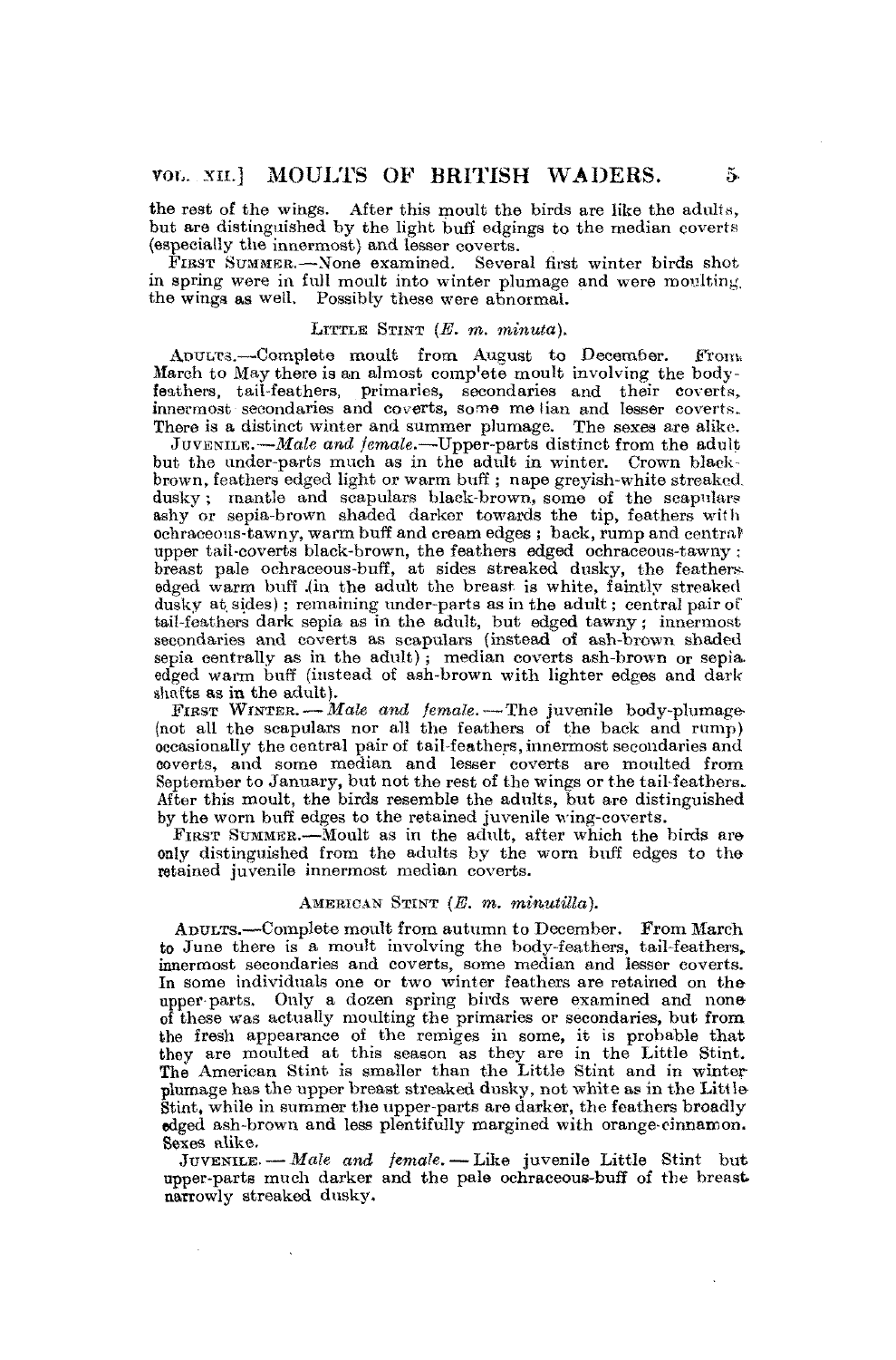the rest of the wings. After this moult the birds are like the adults, but are distinguished by the light buff edgings to the median coverts (especially the innermost) and lesser coverts.

FIRST SUMMER.—None examined. Several first winter birds shot in spring were in full moult into winter plumage and were moulting the wings as well. Possibly these were abnormal.

### LITTLE STINT (*E. m. minuta*).

ADULTS.—Complete moult from August to December. From March to May there is an almost complete moult involving the body-feathers, tail-feathers, primaries, secondaries and their coverts, innermost secondaries and coverts, some median and lesser coverts. There is a distinct winter and summer plumage. The sexes are alike.

JUVENILE.—*Male and female.*—Upper-parts distinct from the adult but the under-parts much as in the adult in winter. Crown black-brown, feathers edged light or warm buff; nape greyish-white streaked dusky; mantle and scapulars black-brown, some of the scapulars ashy or sepia-brown shaded darker towards the tip, feathers with ochraceous-tawny, warm buff and cream edges; back, rump and central upper tail-coverts black-brown, the feathers edged ochraceous-tawny; breast pale ochraceous-buff, at sides streaked dusky, the feathers edged warm buff (in the adult the breast is white, faintly streaked dusky at sides); remaining under-parts as in the adult; central pair of tail-feathers dark sepia as in the adult, but edged tawny; innermost secondaries and coverts as scapulars (instead of ash-brown shaded sepia centrally as in the adult); median coverts ash-brown or sepia edged warm buff (instead of ash-brown with lighter edges and dark shafts as in the adult).

FIRST WINTER.—*Male and female.*—The juvenile body-plumage (not all the scapulars nor all the feathers of the back and rump) occasionally the central pair of tail-feathers, innermost secondaries and coverts, and some median and lesser coverts are moulted from September to January, but not the rest of the wings or the tail-feathers. After this moult, the birds resemble the adults, but are distinguished by the worn buff edges to the retained juvenile wing-coverts.

FIRST SUMMER.—Moult as in the adult, after which the birds are only distinguished from the adults by the worn buff edges to the retained juvenile innermost median coverts.

### AMERICAN STINT (*E. m. minutilla*).

ADULTS.—Complete moult from autumn to December. From March to June there is a moult involving the body-feathers, tail-feathers, innermost secondaries and coverts, some median and lesser coverts. In some individuals one or two winter feathers are retained on the upper-parts. Only a dozen spring birds were examined and none of these was actually moulting the primaries or secondaries, but from the fresh appearance of the remiges in some, it is probable that they are moulted at this season as they are in the Little Stint. The American Stint is smaller than the Little Stint and in winter plumage has the upper breast streaked dusky, not white as in the Little Stint, while in summer the upper-parts are darker, the feathers broadly edged ash-brown and less plentifully margined with orange-cinnamon. Sexes alike.

JUVENILE.—*Male and female.*—Like juvenile Little Stint but upper-parts much darker and the pale ochraceous-buff of the breast narrowly streaked dusky.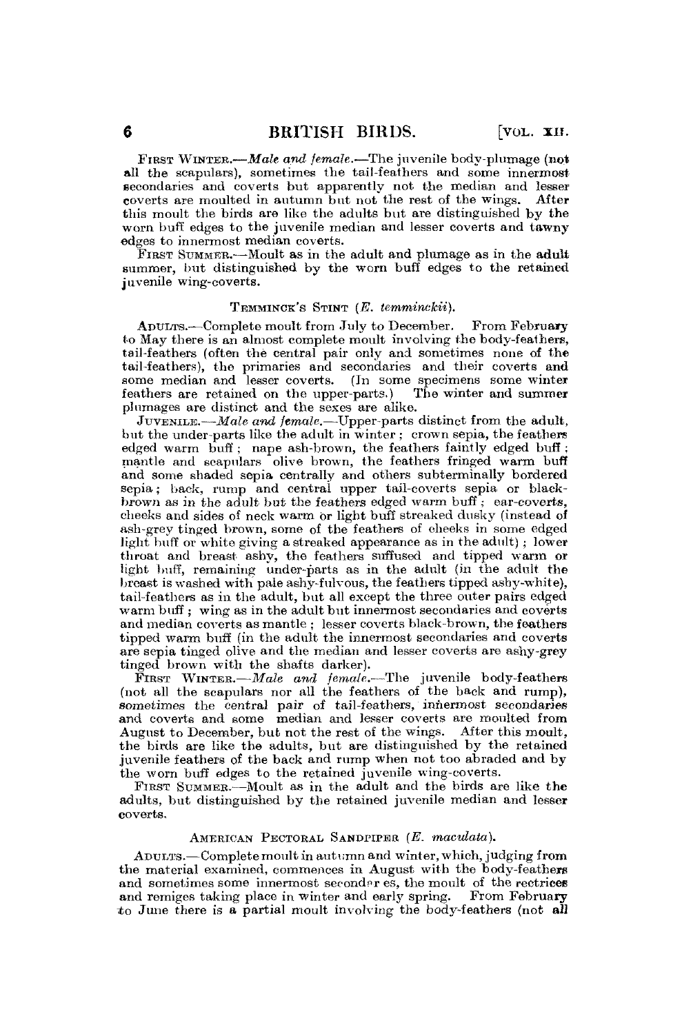First Winter.—*Male and female*.—The juvenile body-plumage (not all the scapulars), sometimes the tail-feathers and some innermost secondaries and coverts but apparently not the median and lesser coverts are moulted in autumn but not the rest of the wings. After this moult the birds are like the adults but are distinguished by the worn buff edges to the juvenile median and lesser coverts and tawny edges to innermost median coverts.

First Summer.—Moult as in the adult and plumage as in the adult summer, but distinguished by the worn buff edges to the retained juvenile wing-coverts.

### Temminck's Stint (*E. temminckii*).

Adults.—Complete moult from July to December. From February to May there is an almost complete moult involving the body-feathers, tail-feathers (often the central pair only and sometimes none of the tail-feathers), the primaries and secondaries and their coverts and some median and lesser coverts. (In some specimens some winter feathers are retained on the upper-parts.) The winter and summer plumages are distinct and the sexes are alike.

Juvenile.—*Male and female*.—Upper-parts distinct from the adult, but the under-parts like the adult in winter; crown sepia, the feathers edged warm buff; nape ash-brown, the feathers faintly edged buff; mantle and scapulars olive brown, the feathers fringed warm buff and some shaded sepia centrally and others subterminally bordered sepia; back, rump and central upper tail-coverts sepia or black-brown as in the adult but the feathers edged warm buff; ear-coverts, cheeks and sides of neck warm or light buff streaked dusky (instead of ash-grey tinged brown, some of the feathers of cheeks in some edged light buff or white giving a streaked appearance as in the adult); lower throat and breast ashy, the feathers suffused and tipped warm or light buff, remaining under-parts as in the adult (in the adult the breast is washed with pale ashy-fulvous, the feathers tipped ashy-white), tail-feathers as in the adult, but all except the three outer pairs edged warm buff; wing as in the adult but innermost secondaries and coverts and median coverts as mantle; lesser coverts black-brown, the feathers tipped warm buff (in the adult the innermost secondaries and coverts are sepia tinged olive and the median and lesser coverts are ashy-grey tinged brown with the shafts darker).

First Winter.—*Male and female*.—The juvenile body-feathers (not all the scapulars nor all the feathers of the back and rump), sometimes the central pair of tail-feathers, innermost secondaries and coverts and some median and lesser coverts are moulted from August to December, but not the rest of the wings. After this moult, the birds are like the adults, but are distinguished by the retained juvenile feathers of the back and rump when not too abraded and by the worn buff edges to the retained juvenile wing-coverts.

First Summer.—Moult as in the adult and the birds are like the adults, but distinguished by the retained juvenile median and lesser coverts.

### American Pectoral Sandpiper (*E. maculata*).

Adults.—Complete moult in autumn and winter, which, judging from the material examined, commences in August with the body-feathers and sometimes some innermost secondaries, the moult of the rectrices and remiges taking place in winter and early spring. From February to June there is a partial moult involving the body-feathers (not all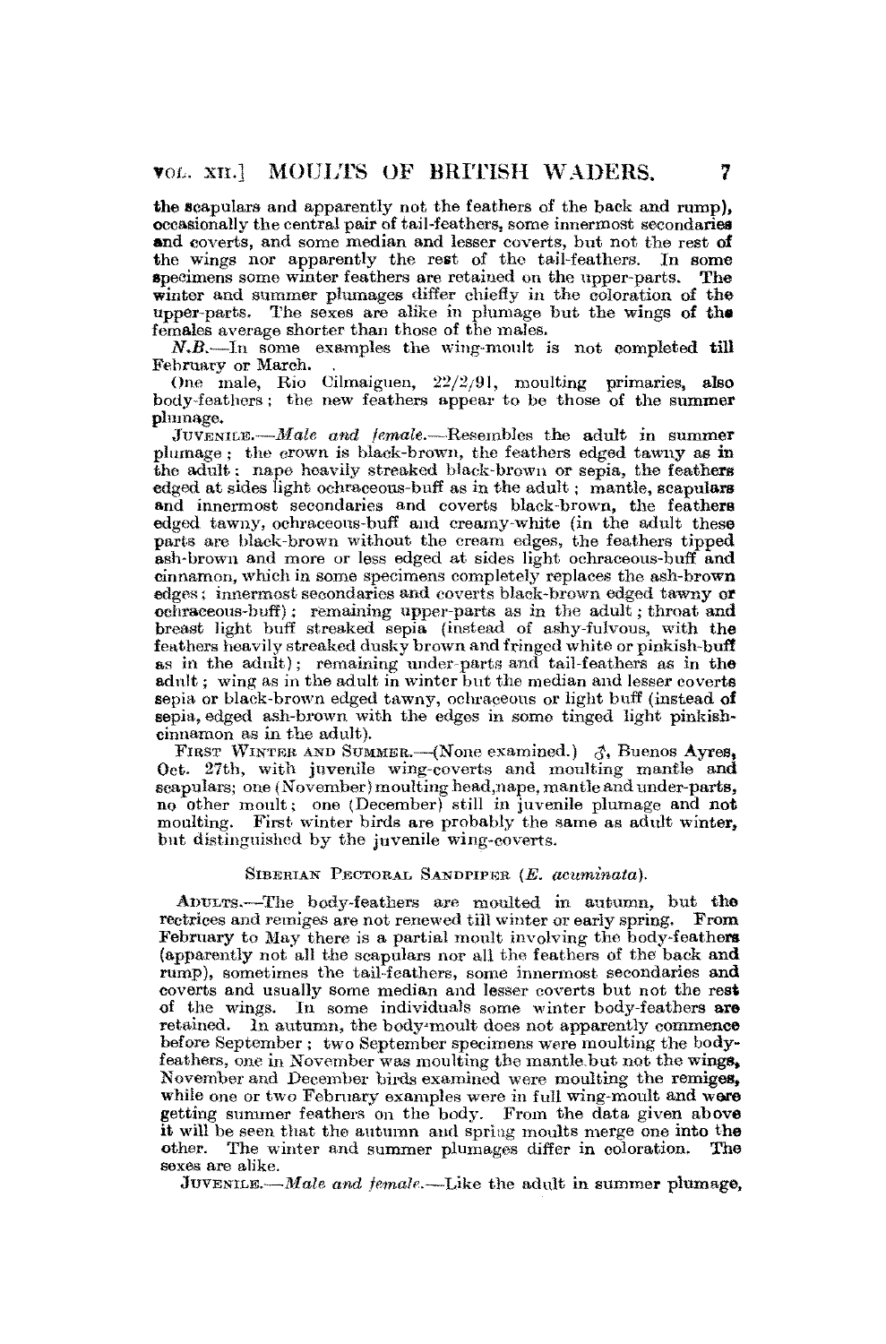the scapulars and apparently not the feathers of the back and rump), occasionally the central pair of tail-feathers, some innermost secondaries and coverts, and some median and lesser coverts, but not the rest of the wings nor apparently the rest of the tail-feathers. In some specimens some winter feathers are retained on the upper-parts. The winter and summer plumages differ chiefly in the coloration of the upper-parts. The sexes are alike in plumage but the wings of the females average shorter than those of the males.

*N.B.*—In some examples the wing-moult is not completed till February or March.

One male, Rio Cilmaiguen, 22/2/91, moulting primaries, also body-feathers; the new feathers appear to be those of the summer plumage.

JUVENILE.—*Male and female.*—Resembles the adult in summer plumage; the crown is black-brown, the feathers edged tawny as in the adult; nape heavily streaked black-brown or sepia, the feathers edged at sides light ochraceous-buff as in the adult; mantle, scapulars and innermost secondaries and coverts black-brown, the feathers edged tawny, ochraceous-buff and creamy-white (in the adult these parts are black-brown without the cream edges, the feathers tipped ash-brown and more or less edged at sides light ochraceous-buff and cinnamon, which in some specimens completely replaces the ash-brown edges; innermost secondaries and coverts black-brown edged tawny or ochraceous-buff); remaining upper-parts as in the adult; throat and breast light buff streaked sepia (instead of ashy-fulvous, with the feathers heavily streaked dusky brown and fringed white or pinkish-buff as in the adult); remaining under-parts and tail-feathers as in the adult; wing as in the adult in winter but the median and lesser coverts sepia or black-brown edged tawny, ochraceous or light buff (instead of sepia, edged ash-brown with the edges in some tinged light pinkish-cinnamon as in the adult).

FIRST WINTER AND SUMMER.—(None examined.) ♂, Buenos Ayres, Oct. 27th, with juvenile wing-coverts and moulting mantle and scapulars; one (November) moulting head, nape, mantle and under-parts, no other moult; one (December) still in juvenile plumage and not moulting. First winter birds are probably the same as adult winter, but distinguished by the juvenile wing-coverts.

### SIBERIAN PECTORAL SANDPIPER (*E. acuminata*).

ADULTS.—The body-feathers are moulted in autumn, but the rectrices and remiges are not renewed till winter or early spring. From February to May there is a partial moult involving the body-feathers (apparently not all the scapulars nor all the feathers of the back and rump), sometimes the tail-feathers, some innermost secondaries and coverts and usually some median and lesser coverts but not the rest of the wings. In some individuals some winter body-feathers are retained. In autumn, the body-moult does not apparently commence before September; two September specimens were moulting the body-feathers, one in November was moulting the mantle but not the wings, November and December birds examined were moulting the remiges, while one or two February examples were in full wing-moult and were getting summer feathers on the body. From the data given above it will be seen that the autumn and spring moults merge one into the other. The winter and summer plumages differ in coloration. The sexes are alike.

JUVENILE.—*Male and female.*—Like the adult in summer plumage,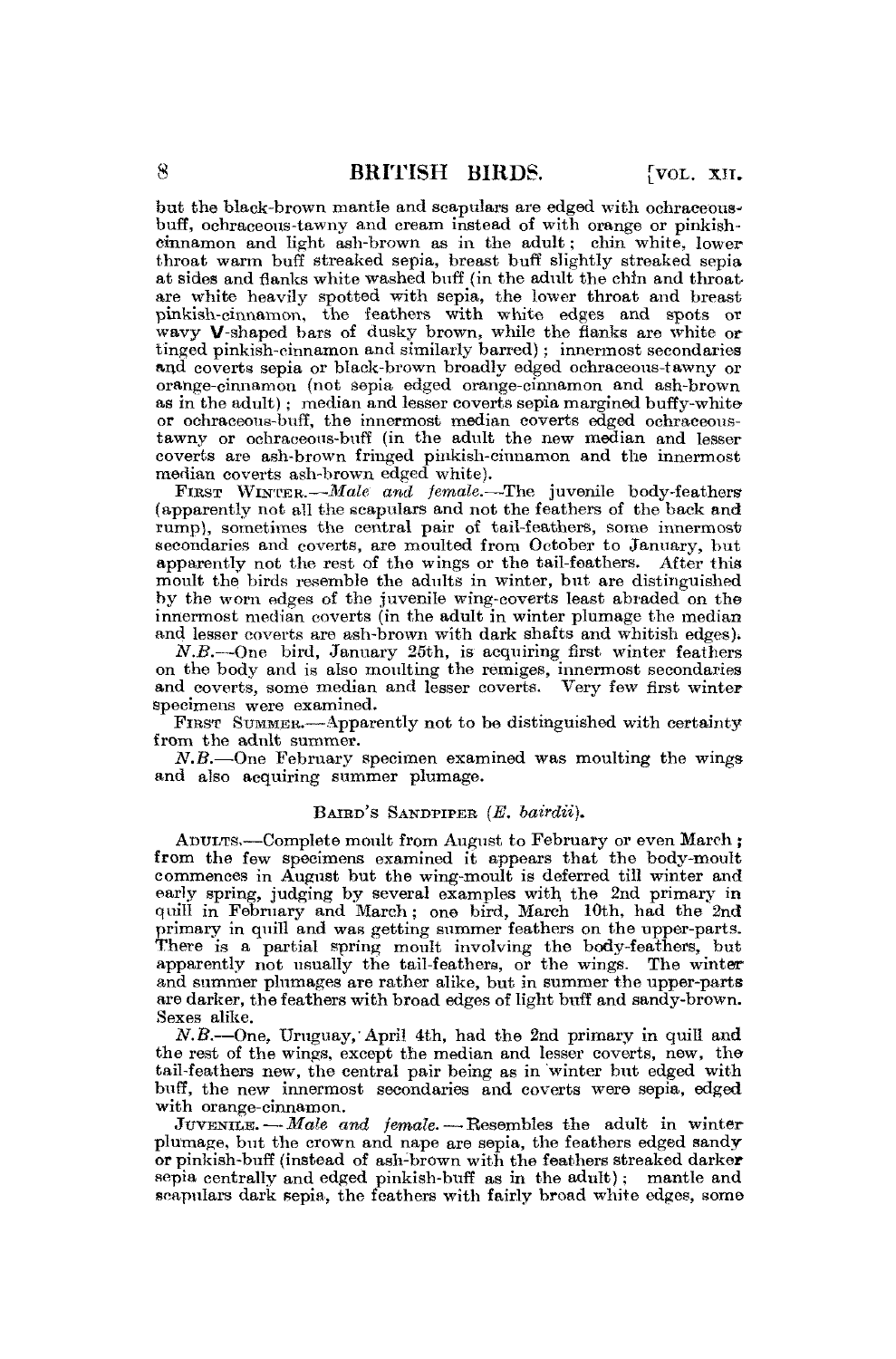but the black-brown mantle and scapulars are edged with ochraceous-buff, ochraceous-tawny and cream instead of with orange or pinkish-cinnamon and light ash-brown as in the adult; chin white, lower throat warm buff streaked sepia, breast buff slightly streaked sepia at sides and flanks white washed buff (in the adult the chin and throat are white heavily spotted with sepia, the lower throat and breast pinkish-cinnamon, the feathers with white edges and spots or wavy **V**-shaped bars of dusky brown, while the flanks are white or tinged pinkish-cinnamon and similarly barred); innermost secondaries and coverts sepia or black-brown broadly edged ochraceous-tawny or orange-cinnamon (not sepia edged orange-cinnamon and ash-brown as in the adult); median and lesser coverts sepia margined buffy-white or ochraceous-buff, the innermost median coverts edged ochraceous-tawny or ochraceous-buff (in the adult the new median and lesser coverts are ash-brown fringed pinkish-cinnamon and the innermost median coverts ash-brown edged white).

First Winter.—*Male and female.*—The juvenile body-feathers (apparently not all the scapulars and not the feathers of the back and rump), sometimes the central pair of tail-feathers, some innermost secondaries and coverts, are moulted from October to January, but apparently not the rest of the wings or the tail-feathers. After this moult the birds resemble the adults in winter, but are distinguished by the worn edges of the juvenile wing-coverts least abraded on the innermost median coverts (in the adult in winter plumage the median and lesser coverts are ash-brown with dark shafts and whitish edges).

*N.B.*—One bird, January 25th, is acquiring first winter feathers on the body and is also moulting the remiges, innermost secondaries and coverts, some median and lesser coverts. Very few first winter specimens were examined.

First Summer.—Apparently not to be distinguished with certainty from the adult summer.

*N.B.*—One February specimen examined was moulting the wings and also acquiring summer plumage.

## Baird's Sandpiper (*E. bairdii*).

Adults.—Complete moult from August to February or even March; from the few specimens examined it appears that the body-moult commences in August but the wing-moult is deferred till winter and early spring, judging by several examples with the 2nd primary in quill in February and March; one bird, March 10th, had the 2nd primary in quill and was getting summer feathers on the upper-parts. There is a partial spring moult involving the body-feathers, but apparently not usually the tail-feathers, or the wings. The winter and summer plumages are rather alike, but in summer the upper-parts are darker, the feathers with broad edges of light buff and sandy-brown. Sexes alike.

*N.B.*—One, Uruguay, April 4th, had the 2nd primary in quill and the rest of the wings, except the median and lesser coverts, new, the tail-feathers new, the central pair being as in winter but edged with buff, the new innermost secondaries and coverts were sepia, edged with orange-cinnamon.

Juvenile.—*Male and female.*—Resembles the adult in winter plumage, but the crown and nape are sepia, the feathers edged sandy or pinkish-buff (instead of ash-brown with the feathers streaked darker sepia centrally and edged pinkish-buff as in the adult); mantle and scapulars dark sepia, the feathers with fairly broad white edges, some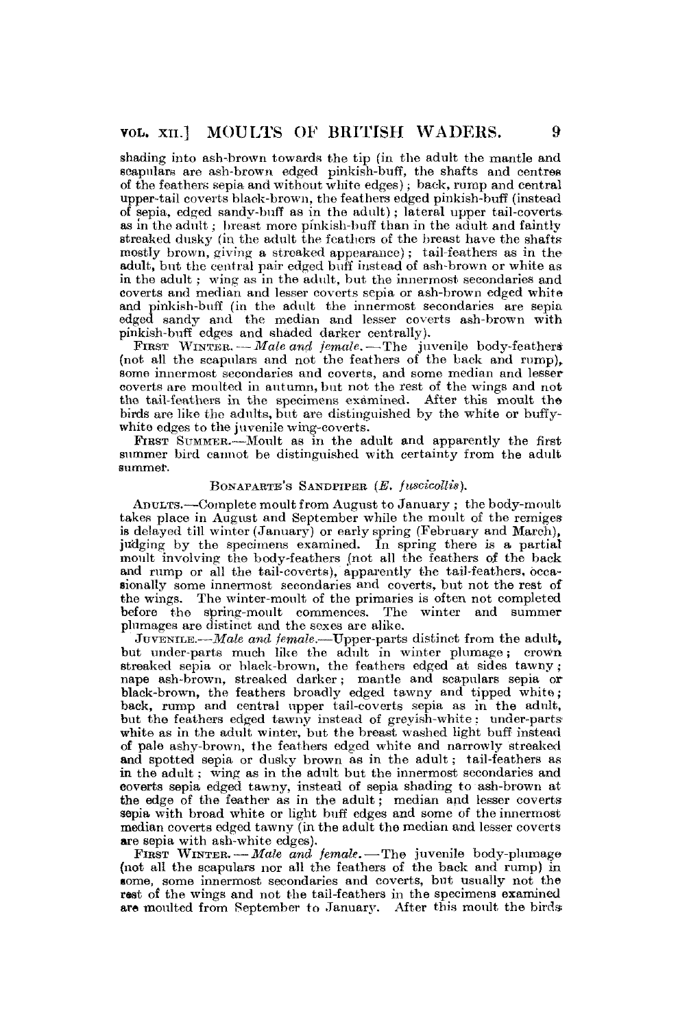shading into ash-brown towards the tip (in the adult the mantle and scapulars are ash-brown edged pinkish-buff, the shafts and centres of the feathers sepia and without white edges); back, rump and central upper-tail coverts black-brown, the feathers edged pinkish-buff (instead of sepia, edged sandy-buff as in the adult); lateral upper tail-coverts as in the adult; breast more pinkish-buff than in the adult and faintly streaked dusky (in the adult the feathers of the breast have the shafts mostly brown, giving a streaked appearance); tail-feathers as in the adult, but the central pair edged buff instead of ash-brown or white as in the adult; wing as in the adult, but the innermost secondaries and coverts and median and lesser coverts sepia or ash-brown edged white and pinkish-buff (in the adult the innermost secondaries are sepia edged sandy and the median and lesser coverts ash-brown with pinkish-buff edges and shaded darker centrally).

First Winter.—*Male and female.*—The juvenile body-feathers (not all the scapulars and not the feathers of the back and rump), some innermost secondaries and coverts, and some median and lesser coverts are moulted in autumn, but not the rest of the wings and not the tail-feathers in the specimens examined. After this moult the birds are like the adults, but are distinguished by the white or buffy-white edges to the juvenile wing-coverts.

First Summer.—Moult as in the adult and apparently the first summer bird cannot be distinguished with certainty from the adult summer.

### Bonaparte's Sandpiper (*E. fuscicollis*).

Adults.—Complete moult from August to January; the body-moult takes place in August and September while the moult of the remiges is delayed till winter (January) or early spring (February and March), judging by the specimens examined. In spring there is a partial moult involving the body-feathers (not all the feathers of the back and rump or all the tail-coverts), apparently the tail-feathers, occasionally some innermost secondaries and coverts, but not the rest of the wings. The winter-moult of the primaries is often not completed before the spring-moult commences. The winter and summer plumages are distinct and the sexes are alike.

Juvenile.—*Male and female.*—Upper-parts distinct from the adult, but under-parts much like the adult in winter plumage; crown streaked sepia or black-brown, the feathers edged at sides tawny; nape ash-brown, streaked darker; mantle and scapulars sepia or black-brown, the feathers broadly edged tawny and tipped white; back, rump and central upper tail-coverts sepia as in the adult, but the feathers edged tawny instead of greyish-white: under-parts white as in the adult winter, but the breast washed light buff instead of pale ashy-brown, the feathers edged white and narrowly streaked and spotted sepia or dusky brown as in the adult; tail-feathers as in the adult; wing as in the adult but the innermost secondaries and coverts sepia edged tawny, instead of sepia shading to ash-brown at the edge of the feather as in the adult; median and lesser coverts sepia with broad white or light buff edges and some of the innermost median coverts edged tawny (in the adult the median and lesser coverts are sepia with ash-white edges).

First Winter.—*Male and female.*—The juvenile body-plumage (not all the scapulars nor all the feathers of the back and rump) in some, some innermost secondaries and coverts, but usually not the rest of the wings and not the tail-feathers in the specimens examined are moulted from September to January. After this moult the birds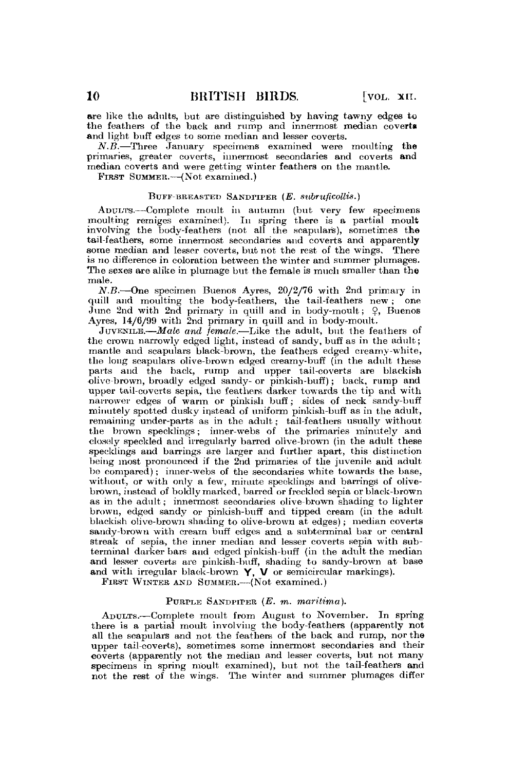are like the adults, but are distinguished by having tawny edges to the feathers of the back and rump and innermost median coverts and light buff edges to some median and lesser coverts.

*N.B.*—Three January specimens examined were moulting the primaries, greater coverts, innermost secondaries and coverts and median coverts and were getting winter feathers on the mantle.

FIRST SUMMER.—(Not examined.)

### BUFF-BREASTED SANDPIPER (*E. subruficollis*.)

ADULTS.—Complete moult in autumn (but very few specimens moulting remiges examined). In spring there is a partial moult involving the body-feathers (not all the scapulars), sometimes the tail-feathers, some innermost secondaries and coverts and apparently some median and lesser coverts, but not the rest of the wings. There is no difference in coloration between the winter and summer plumages. The sexes are alike in plumage but the female is much smaller than the male.

*N.B.*—One specimen Buenos Ayres, 20/2/76 with 2nd primary in quill and moulting the body-feathers, the tail-feathers new; one June 2nd with 2nd primary in quill and in body-moult; ♀, Buenos Ayres, 14/6/99 with 2nd primary in quill and in body-moult.

JUVENILE.—*Male and female.*—Like the adult, but the feathers of the crown narrowly edged light, instead of sandy, buff as in the adult; mantle and scapulars black-brown, the feathers edged creamy-white, the long scapulars olive-brown edged creamy-buff (in the adult these parts and the back, rump and upper tail-coverts are blackish olive-brown, broadly edged sandy- or pinkish-buff); back, rump and upper tail-coverts sepia, the feathers darker towards the tip and with narrower edges of warm or pinkish buff; sides of neck sandy-buff minutely spotted dusky instead of uniform pinkish-buff as in the adult, remaining under-parts as in the adult; tail-feathers usually without the brown specklings; inner-webs of the primaries minutely and closely speckled and irregularly barred olive-brown (in the adult these specklings and barrings are larger and further apart, this distinction being most pronounced if the 2nd primaries of the juvenile and adult be compared); inner-webs of the secondaries white towards the base, without, or with only a few, minute specklings and barrings of olive-brown, instead of boldly marked, barred or freckled sepia or black-brown as in the adult; innermost secondaries olive-brown shading to lighter brown, edged sandy or pinkish-buff and tipped cream (in the adult blackish olive-brown shading to olive-brown at edges); median coverts sandy-brown with cream buff edges and a subterminal bar or central streak of sepia, the inner median and lesser coverts sepia with subterminal darker bars and edged pinkish-buff (in the adult the median and lesser coverts are pinkish-buff, shading to sandy-brown at base and with irregular black-brown **Y**, **V** or semicircular markings).

FIRST WINTER AND SUMMER.—(Not examined.)

### PURPLE SANDPIPER (*E. m. maritima*).

ADULTS.—Complete moult from August to November. In spring there is a partial moult involving the body-feathers (apparently not all the scapulars and not the feathers of the back and rump, nor the upper tail-coverts), sometimes some innermost secondaries and their coverts (apparently not the median and lesser coverts, but not many specimens in spring moult examined), but not the tail-feathers and not the rest of the wings. The winter and summer plumages differ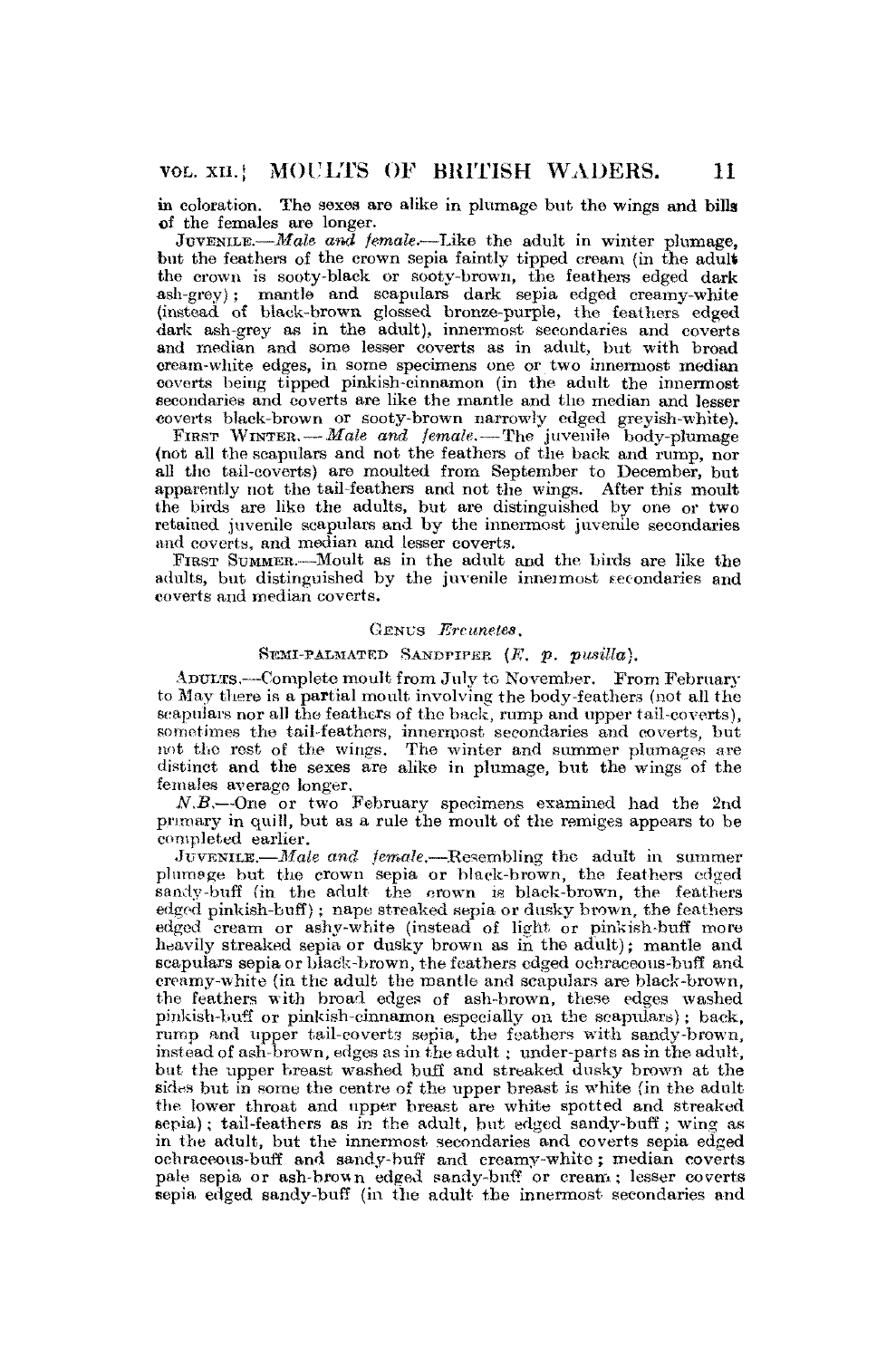in coloration. The sexes are alike in plumage but the wings and bills of the females are longer.

JUVENILE.—*Male and female.*—Like the adult in winter plumage, but the feathers of the crown sepia faintly tipped cream (in the adult the crown is sooty-black or sooty-brown, the feathers edged dark ash-grey); mantle and scapulars dark sepia edged creamy-white (instead of black-brown glossed bronze-purple, the feathers edged dark ash-grey as in the adult), innermost secondaries and coverts and median and some lesser coverts as in adult, but with broad cream-white edges, in some specimens one or two innermost median coverts being tipped pinkish-cinnamon (in the adult the innermost secondaries and coverts are like the mantle and the median and lesser coverts black-brown or sooty-brown narrowly edged greyish-white).

FIRST WINTER.—*Male and female.*—The juvenile body-plumage (not all the scapulars and not the feathers of the back and rump, nor all the tail-coverts) are moulted from September to December, but apparently not the tail-feathers and not the wings. After this moult the birds are like the adults, but are distinguished by one or two retained juvenile scapulars and by the innermost juvenile secondaries and coverts, and median and lesser coverts.

FIRST SUMMER.—Moult as in the adult and the birds are like the adults, but distinguished by the juvenile innermost secondaries and coverts and median coverts.

## GENUS *Ereunetes*.

### SEMI-PALMATED SANDPIPER (*E. p. pusilla*).

ADULTS.—Complete moult from July to November. From February to May there is a partial moult involving the body-feathers (not all the scapulars nor all the feathers of the back, rump and upper tail-coverts), sometimes the tail-feathers, innermost secondaries and coverts, but not the rest of the wings. The winter and summer plumages are distinct and the sexes are alike in plumage, but the wings of the females average longer.

*N.B.*—One or two February specimens examined had the 2nd primary in quill, but as a rule the moult of the remiges appears to be completed earlier.

JUVENILE.—*Male and female.*—Resembling the adult in summer plumage but the crown sepia or black-brown, the feathers edged sandy-buff (in the adult the crown is black-brown, the feathers edged pinkish-buff); nape streaked sepia or dusky brown, the feathers edged cream or ashy-white (instead of light or pinkish-buff more heavily streaked sepia or dusky brown as in the adult); mantle and scapulars sepia or black-brown, the feathers edged ochraceous-buff and creamy-white (in the adult the mantle and scapulars are black-brown, the feathers with broad edges of ash-brown, these edges washed pinkish-buff or pinkish-cinnamon especially on the scapulars); back, rump and upper tail-coverts sepia, the feathers with sandy-brown, instead of ash-brown, edges as in the adult; under-parts as in the adult, but the upper breast washed buff and streaked dusky brown at the sides but in some the centre of the upper breast is white (in the adult the lower throat and upper breast are white spotted and streaked sepia); tail-feathers as in the adult, but edged sandy-buff; wing as in the adult, but the innermost secondaries and coverts sepia edged ochraceous-buff and sandy-buff and creamy-white; median coverts pale sepia or ash-brown edged sandy-buff or cream; lesser coverts sepia edged sandy-buff (in the adult the innermost secondaries and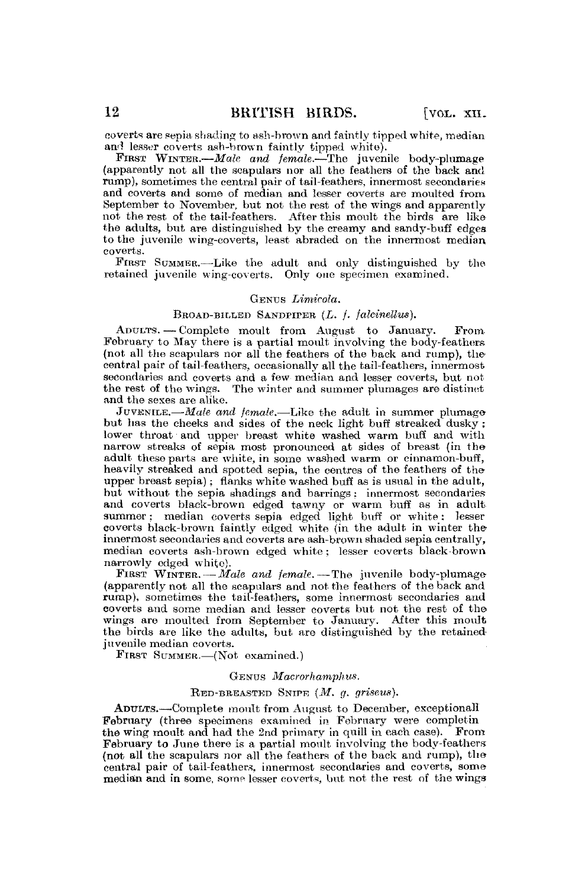coverts are sepia shading to ash-brown and faintly tipped white, median and lesser coverts ash-brown faintly tipped white).

FIRST WINTER.—*Male and female.*—The juvenile body-plumage (apparently not all the scapulars nor all the feathers of the back and rump), sometimes the central pair of tail-feathers, innermost secondaries and coverts and some of median and lesser coverts are moulted from September to November, but not the rest of the wings and apparently not the rest of the tail-feathers. After this moult the birds are like the adults, but are distinguished by the creamy and sandy-buff edges to the juvenile wing-coverts, least abraded on the innermost median coverts.

FIRST SUMMER.—Like the adult and only distinguished by the retained juvenile wing-coverts. Only one specimen examined.

### GENUS *Limicola.*

#### BROAD-BILLED SANDPIPER (*L. f. falcinellus*).

ADULTS. — Complete moult from August to January. From February to May there is a partial moult involving the body-feathers (not all the scapulars nor all the feathers of the back and rump), the central pair of tail-feathers, occasionally all the tail-feathers, innermost secondaries and coverts and a few median and lesser coverts, but not the rest of the wings. The winter and summer plumages are distinct and the sexes are alike.

JUVENILE.—*Male and female.*—Like the adult in summer plumage but has the cheeks and sides of the neck light buff streaked dusky; lower throat and upper breast white washed warm buff and with narrow streaks of sepia most pronounced at sides of breast (in the adult these parts are white, in some washed warm or cinnamon-buff, heavily streaked and spotted sepia, the centres of the feathers of the upper breast sepia); flanks white washed buff as is usual in the adult, but without the sepia shadings and barrings; innermost secondaries and coverts black-brown edged tawny or warm buff as in adult summer; median coverts sepia edged light buff or white: lesser coverts black-brown faintly edged white (in the adult in winter the innermost secondaries and coverts are ash-brown shaded sepia centrally, median coverts ash-brown edged white; lesser coverts black-brown narrowly edged white).

FIRST WINTER. — *Male and female.* — The juvenile body-plumage (apparently not all the scapulars and not the feathers of the back and rump), sometimes the tail-feathers, some innermost secondaries and coverts and some median and lesser coverts but not the rest of the wings are moulted from September to January. After this moult the birds are like the adults, but are distinguished by the retained juvenile median coverts.

FIRST SUMMER.—(Not examined.)

### GENUS *Macrorhamphus.*

#### RED-BREASTED SNIPE (*M. g. griseus*).

ADULTS.—Complete moult from August to December, exceptionall February (three specimens examined in February were completin the wing moult and had the 2nd primary in quill in each case). From February to June there is a partial moult involving the body-feathers (not all the scapulars nor all the feathers of the back and rump), the central pair of tail-feathers, innermost secondaries and coverts, some median and in some, some lesser coverts, but not the rest of the wings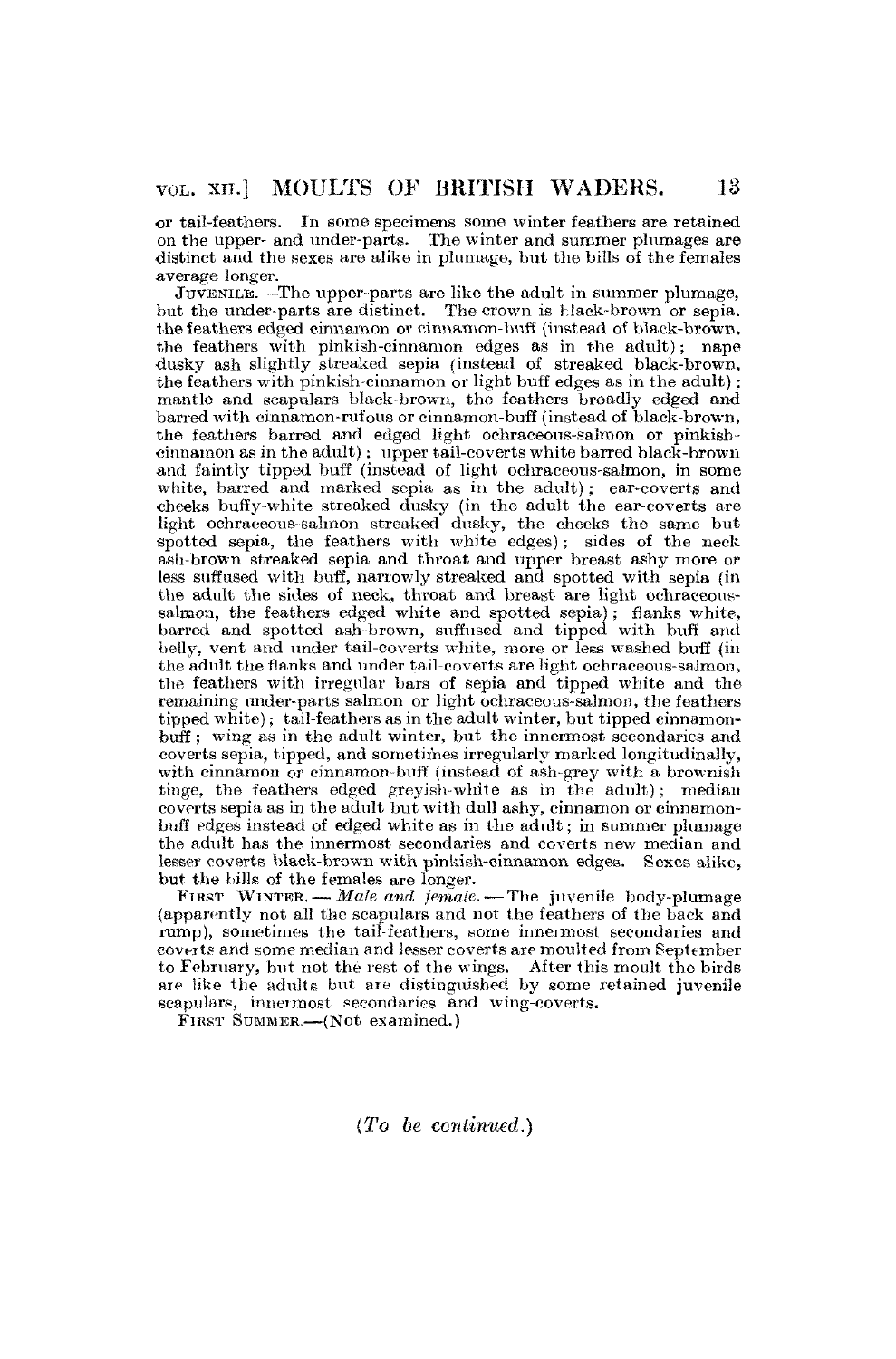or tail-feathers. In some specimens some winter feathers are retained on the upper- and under-parts. The winter and summer plumages are distinct and the sexes are alike in plumage, but the bills of the females average longer.

JUVENILE.—The upper-parts are like the adult in summer plumage, but the under-parts are distinct. The crown is black-brown or sepia, the feathers edged cinnamon or cinnamon-buff (instead of black-brown, the feathers with pinkish-cinnamon edges as in the adult); nape dusky ash slightly streaked sepia (instead of streaked black-brown, the feathers with pinkish-cinnamon or light buff edges as in the adult); mantle and scapulars black-brown, the feathers broadly edged and barred with cinnamon-rufous or cinnamon-buff (instead of black-brown, the feathers barred and edged light ochraceous-salmon or pinkish-cinnamon as in the adult); upper tail-coverts white barred black-brown and faintly tipped buff (instead of light ochraceous-salmon, in some white, barred and marked sepia as in the adult); ear-coverts and cheeks buffy-white streaked dusky (in the adult the ear-coverts are light ochraceous-salmon streaked dusky, the cheeks the same but spotted sepia, the feathers with white edges); sides of the neck ash-brown streaked sepia and throat and upper breast ashy more or less suffused with buff, narrowly streaked and spotted with sepia (in the adult the sides of neck, throat and breast are light ochraceous-salmon, the feathers edged white and spotted sepia); flanks white, barred and spotted ash-brown, suffused and tipped with buff and belly, vent and under tail-coverts white, more or less washed buff (in the adult the flanks and under tail-coverts are light ochraceous-salmon, the feathers with irregular bars of sepia and tipped white and the remaining under-parts salmon or light ochraceous-salmon, the feathers tipped white); tail-feathers as in the adult winter, but tipped cinnamon-buff; wing as in the adult winter, but the innermost secondaries and coverts sepia, tipped, and sometimes irregularly marked longitudinally, with cinnamon or cinnamon-buff (instead of ash-grey with a brownish tinge, the feathers edged greyish-white as in the adult); median coverts sepia as in the adult but with dull ashy, cinnamon or cinnamon-buff edges instead of edged white as in the adult; in summer plumage the adult has the innermost secondaries and coverts new median and lesser coverts black-brown with pinkish-cinnamon edges. Sexes alike, but the bills of the females are longer.

FIRST WINTER.—*Male and female.*—The juvenile body-plumage (apparently not all the scapulars and not the feathers of the back and rump), sometimes the tail-feathers, some innermost secondaries and coverts and some median and lesser coverts are moulted from September to February, but not the rest of the wings. After this moult the birds are like the adults but are distinguished by some retained juvenile scapulars, innermost secondaries and wing-coverts.

FIRST SUMMER.—(Not examined.)

*(To be continued.)*